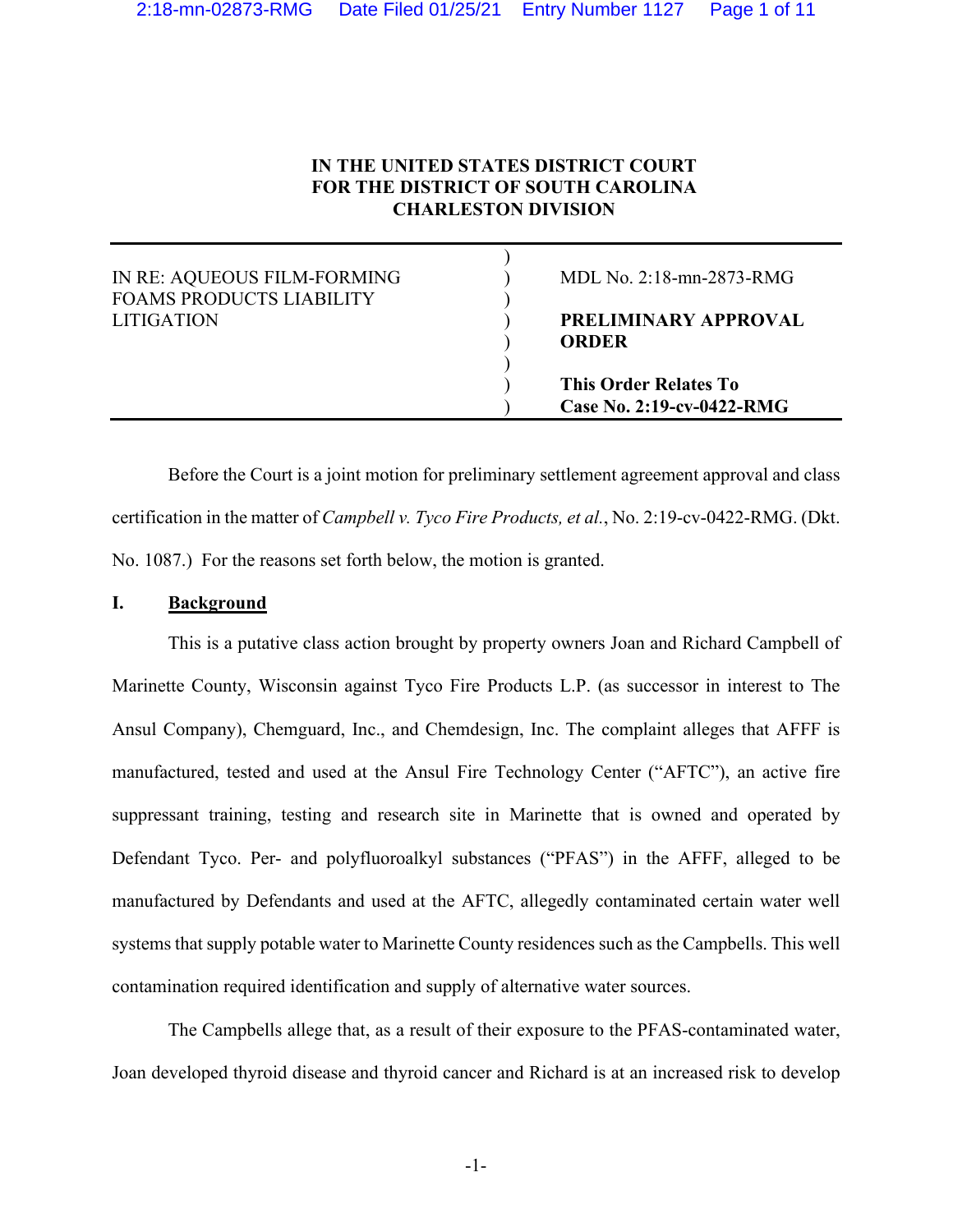**IN THE UNITED STATES DISTRICT COURT**
**FOR THE DISTRICT OF SOUTH CAROLINA**
**CHARLESTON DIVISION**

| | |
|---|---|
| IN RE: AQUEOUS FILM-FORMING FOAMS PRODUCTS LIABILITY LITIGATION | MDL No. 2:18-mn-2873-RMG<br><br>**PRELIMINARY APPROVAL ORDER**<br><br>**This Order Relates To Case No. 2:19-cv-0422-RMG** |

Before the Court is a joint motion for preliminary settlement agreement approval and class certification in the matter of *Campbell v. Tyco Fire Products, et al.*, No. 2:19-cv-0422-RMG. (Dkt. No. 1087.) For the reasons set forth below, the motion is granted.

## I. Background

This is a putative class action brought by property owners Joan and Richard Campbell of Marinette County, Wisconsin against Tyco Fire Products L.P. (as successor in interest to The Ansul Company), Chemguard, Inc., and Chemdesign, Inc. The complaint alleges that AFFF is manufactured, tested and used at the Ansul Fire Technology Center ("AFTC"), an active fire suppressant training, testing and research site in Marinette that is owned and operated by Defendant Tyco. Per- and polyfluoroalkyl substances ("PFAS") in the AFFF, alleged to be manufactured by Defendants and used at the AFTC, allegedly contaminated certain water well systems that supply potable water to Marinette County residences such as the Campbells. This well contamination required identification and supply of alternative water sources.

The Campbells allege that, as a result of their exposure to the PFAS-contaminated water, Joan developed thyroid disease and thyroid cancer and Richard is at an increased risk to develop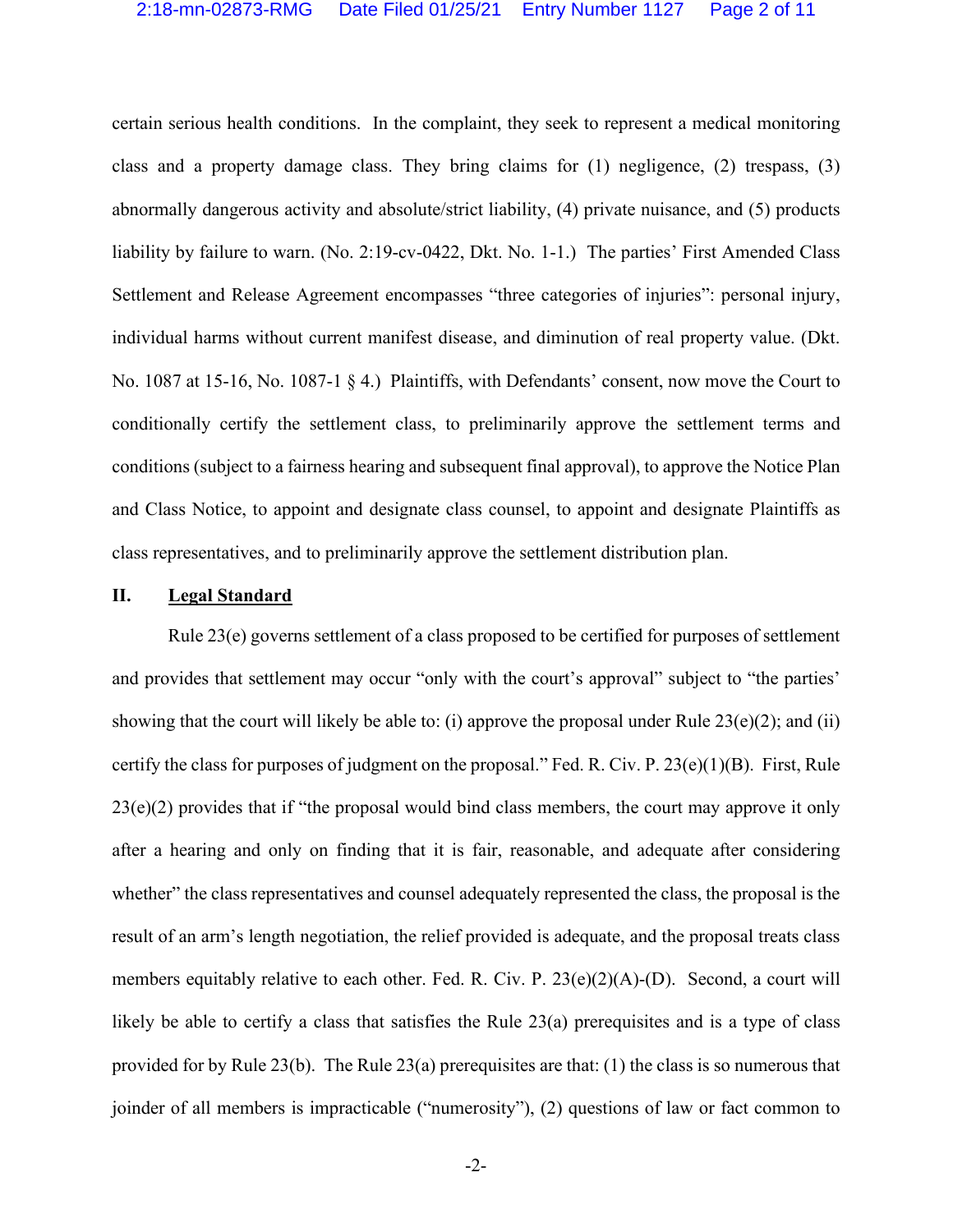certain serious health conditions. In the complaint, they seek to represent a medical monitoring class and a property damage class. They bring claims for (1) negligence, (2) trespass, (3) abnormally dangerous activity and absolute/strict liability, (4) private nuisance, and (5) products liability by failure to warn. (No. 2:19-cv-0422, Dkt. No. 1-1.) The parties' First Amended Class Settlement and Release Agreement encompasses "three categories of injuries": personal injury, individual harms without current manifest disease, and diminution of real property value. (Dkt. No. 1087 at 15-16, No. 1087-1 § 4.) Plaintiffs, with Defendants' consent, now move the Court to conditionally certify the settlement class, to preliminarily approve the settlement terms and conditions (subject to a fairness hearing and subsequent final approval), to approve the Notice Plan and Class Notice, to appoint and designate class counsel, to appoint and designate Plaintiffs as class representatives, and to preliminarily approve the settlement distribution plan.

## II. Legal Standard

Rule 23(e) governs settlement of a class proposed to be certified for purposes of settlement and provides that settlement may occur "only with the court's approval" subject to "the parties' showing that the court will likely be able to: (i) approve the proposal under Rule 23(e)(2); and (ii) certify the class for purposes of judgment on the proposal." Fed. R. Civ. P. 23(e)(1)(B). First, Rule 23(e)(2) provides that if "the proposal would bind class members, the court may approve it only after a hearing and only on finding that it is fair, reasonable, and adequate after considering whether" the class representatives and counsel adequately represented the class, the proposal is the result of an arm's length negotiation, the relief provided is adequate, and the proposal treats class members equitably relative to each other. Fed. R. Civ. P. 23(e)(2)(A)-(D). Second, a court will likely be able to certify a class that satisfies the Rule 23(a) prerequisites and is a type of class provided for by Rule 23(b). The Rule 23(a) prerequisites are that: (1) the class is so numerous that joinder of all members is impracticable ("numerosity"), (2) questions of law or fact common to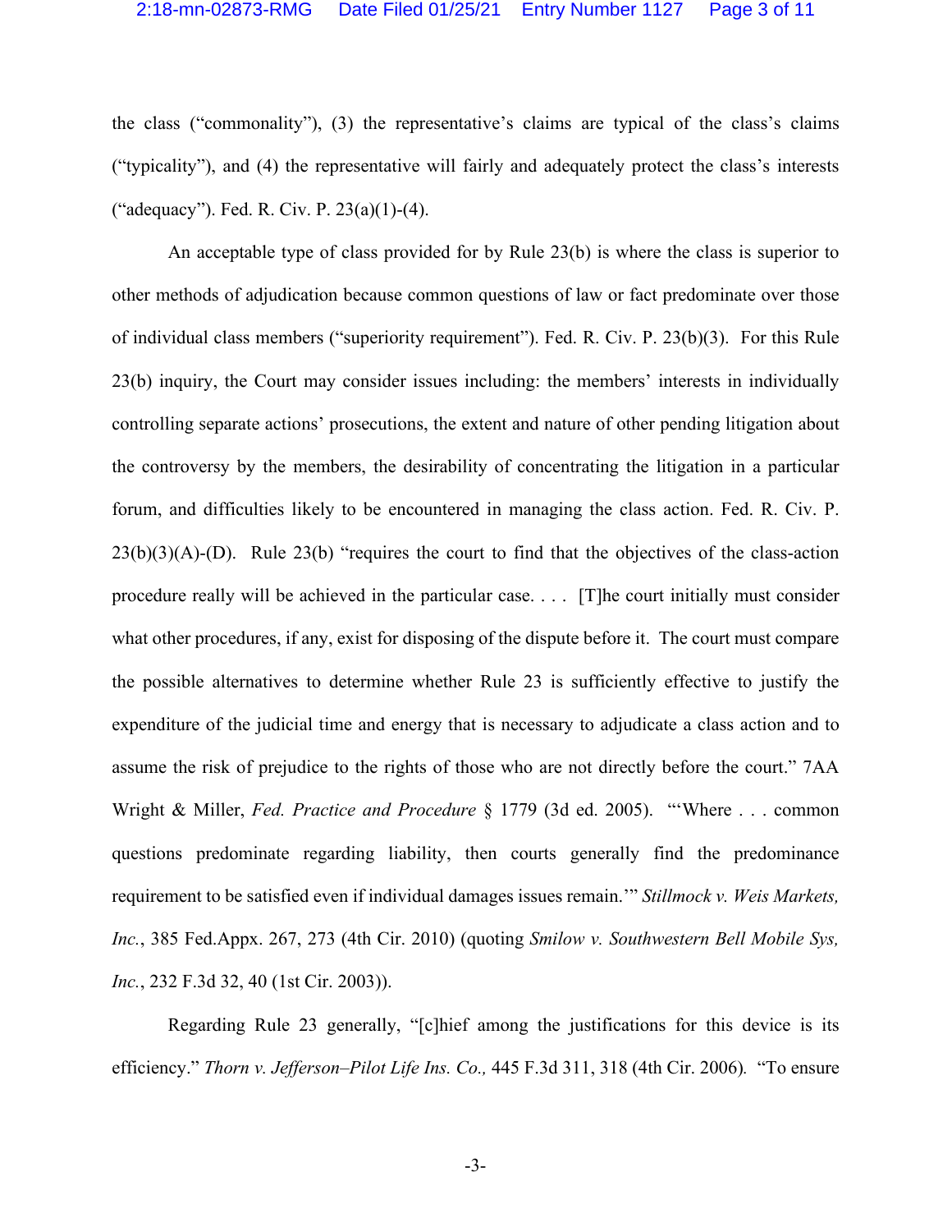the class ("commonality"), (3) the representative's claims are typical of the class's claims ("typicality"), and (4) the representative will fairly and adequately protect the class's interests ("adequacy"). Fed. R. Civ. P. 23(a)(1)-(4).

An acceptable type of class provided for by Rule 23(b) is where the class is superior to other methods of adjudication because common questions of law or fact predominate over those of individual class members ("superiority requirement"). Fed. R. Civ. P. 23(b)(3). For this Rule 23(b) inquiry, the Court may consider issues including: the members' interests in individually controlling separate actions' prosecutions, the extent and nature of other pending litigation about the controversy by the members, the desirability of concentrating the litigation in a particular forum, and difficulties likely to be encountered in managing the class action. Fed. R. Civ. P. 23(b)(3)(A)-(D). Rule 23(b) "requires the court to find that the objectives of the class-action procedure really will be achieved in the particular case. . . . [T]he court initially must consider what other procedures, if any, exist for disposing of the dispute before it. The court must compare the possible alternatives to determine whether Rule 23 is sufficiently effective to justify the expenditure of the judicial time and energy that is necessary to adjudicate a class action and to assume the risk of prejudice to the rights of those who are not directly before the court." 7AA Wright & Miller, *Fed. Practice and Procedure* § 1779 (3d ed. 2005). "'Where . . . common questions predominate regarding liability, then courts generally find the predominance requirement to be satisfied even if individual damages issues remain.'" *Stillmock v. Weis Markets, Inc.*, 385 Fed.Appx. 267, 273 (4th Cir. 2010) (quoting *Smilow v. Southwestern Bell Mobile Sys, Inc.*, 232 F.3d 32, 40 (1st Cir. 2003)).

Regarding Rule 23 generally, "[c]hief among the justifications for this device is its efficiency." *Thorn v. Jefferson–Pilot Life Ins. Co.,* 445 F.3d 311, 318 (4th Cir. 2006). "To ensure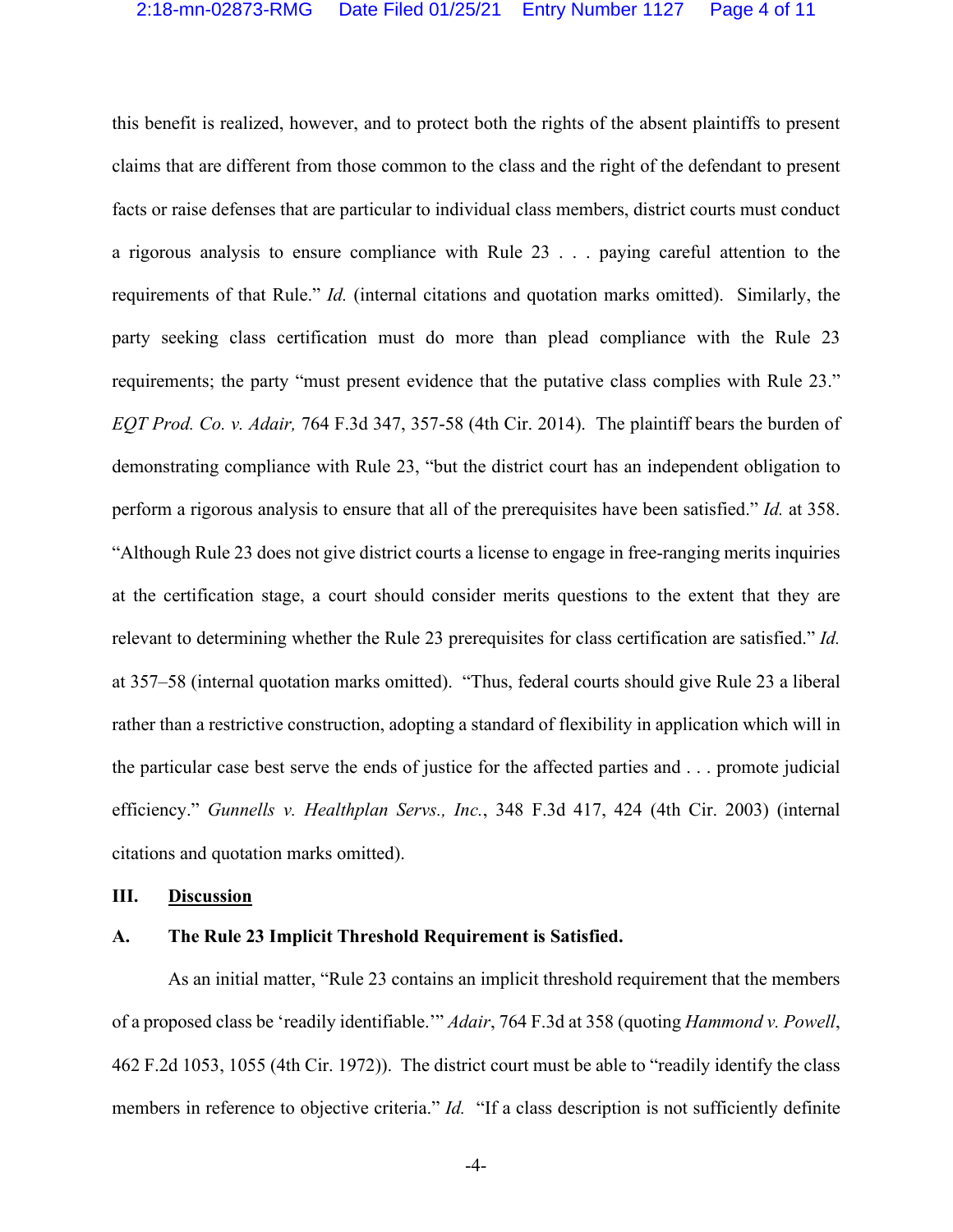this benefit is realized, however, and to protect both the rights of the absent plaintiffs to present claims that are different from those common to the class and the right of the defendant to present facts or raise defenses that are particular to individual class members, district courts must conduct a rigorous analysis to ensure compliance with Rule 23 . . . paying careful attention to the requirements of that Rule." *Id.* (internal citations and quotation marks omitted). Similarly, the party seeking class certification must do more than plead compliance with the Rule 23 requirements; the party "must present evidence that the putative class complies with Rule 23." *EQT Prod. Co. v. Adair,* 764 F.3d 347, 357-58 (4th Cir. 2014). The plaintiff bears the burden of demonstrating compliance with Rule 23, "but the district court has an independent obligation to perform a rigorous analysis to ensure that all of the prerequisites have been satisfied." *Id.* at 358. "Although Rule 23 does not give district courts a license to engage in free-ranging merits inquiries at the certification stage, a court should consider merits questions to the extent that they are relevant to determining whether the Rule 23 prerequisites for class certification are satisfied." *Id.* at 357–58 (internal quotation marks omitted). "Thus, federal courts should give Rule 23 a liberal rather than a restrictive construction, adopting a standard of flexibility in application which will in the particular case best serve the ends of justice for the affected parties and . . . promote judicial efficiency." *Gunnells v. Healthplan Servs., Inc.*, 348 F.3d 417, 424 (4th Cir. 2003) (internal citations and quotation marks omitted).

## III. Discussion

### A. The Rule 23 Implicit Threshold Requirement is Satisfied.

As an initial matter, "Rule 23 contains an implicit threshold requirement that the members of a proposed class be 'readily identifiable.'" *Adair*, 764 F.3d at 358 (quoting *Hammond v. Powell*, 462 F.2d 1053, 1055 (4th Cir. 1972)). The district court must be able to "readily identify the class members in reference to objective criteria." *Id.* "If a class description is not sufficiently definite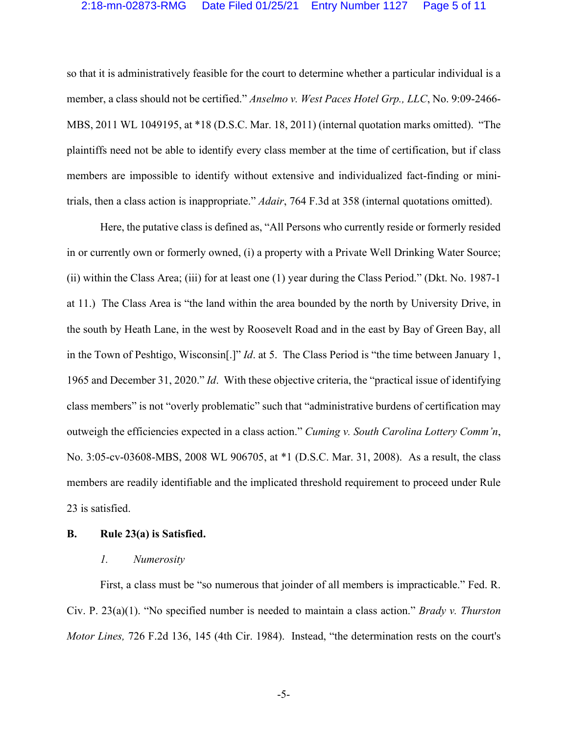so that it is administratively feasible for the court to determine whether a particular individual is a member, a class should not be certified." *Anselmo v. West Paces Hotel Grp., LLC*, No. 9:09-2466-MBS, 2011 WL 1049195, at *18 (D.S.C. Mar. 18, 2011) (internal quotation marks omitted). "The plaintiffs need not be able to identify every class member at the time of certification, but if class members are impossible to identify without extensive and individualized fact-finding or mini-trials, then a class action is inappropriate." *Adair*, 764 F.3d at 358 (internal quotations omitted).

Here, the putative class is defined as, "All Persons who currently reside or formerly resided in or currently own or formerly owned, (i) a property with a Private Well Drinking Water Source; (ii) within the Class Area; (iii) for at least one (1) year during the Class Period." (Dkt. No. 1987-1 at 11.) The Class Area is "the land within the area bounded by the north by University Drive, in the south by Heath Lane, in the west by Roosevelt Road and in the east by Bay of Green Bay, all in the Town of Peshtigo, Wisconsin[.]" *Id*. at 5. The Class Period is "the time between January 1, 1965 and December 31, 2020." *Id*. With these objective criteria, the "practical issue of identifying class members" is not "overly problematic" such that "administrative burdens of certification may outweigh the efficiencies expected in a class action." *Cuming v. South Carolina Lottery Comm'n*, No. 3:05-cv-03608-MBS, 2008 WL 906705, at *1 (D.S.C. Mar. 31, 2008). As a result, the class members are readily identifiable and the implicated threshold requirement to proceed under Rule 23 is satisfied.

**B. Rule 23(a) is Satisfied.**

*1. Numerosity*

First, a class must be "so numerous that joinder of all members is impracticable." Fed. R. Civ. P. 23(a)(1). "No specified number is needed to maintain a class action." *Brady v. Thurston Motor Lines,* 726 F.2d 136, 145 (4th Cir. 1984). Instead, "the determination rests on the court's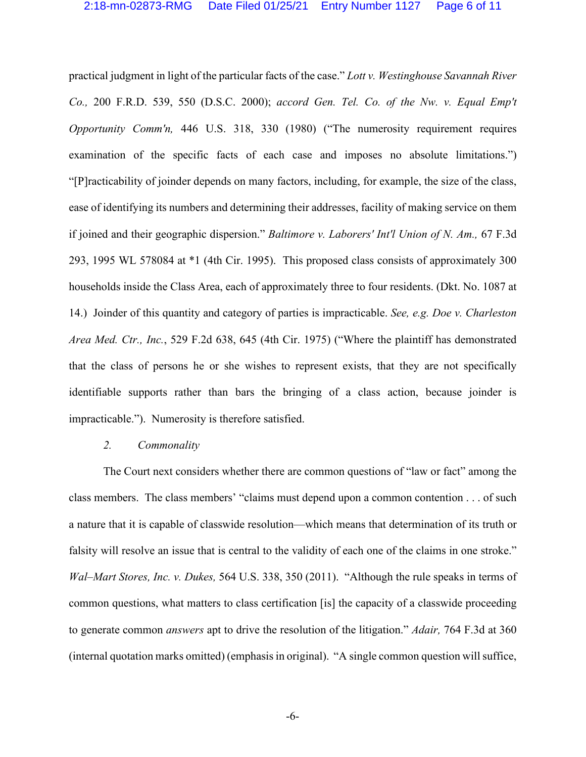practical judgment in light of the particular facts of the case." *Lott v. Westinghouse Savannah River Co.,* 200 F.R.D. 539, 550 (D.S.C. 2000); *accord Gen. Tel. Co. of the Nw. v. Equal Emp't Opportunity Comm'n,* 446 U.S. 318, 330 (1980) ("The numerosity requirement requires examination of the specific facts of each case and imposes no absolute limitations.") "[P]racticability of joinder depends on many factors, including, for example, the size of the class, ease of identifying its numbers and determining their addresses, facility of making service on them if joined and their geographic dispersion." *Baltimore v. Laborers' Int'l Union of N. Am.,* 67 F.3d 293, 1995 WL 578084 at *1 (4th Cir. 1995). This proposed class consists of approximately 300 households inside the Class Area, each of approximately three to four residents. (Dkt. No. 1087 at 14.) Joinder of this quantity and category of parties is impracticable. *See, e.g. Doe v. Charleston Area Med. Ctr., Inc.*, 529 F.2d 638, 645 (4th Cir. 1975) ("Where the plaintiff has demonstrated that the class of persons he or she wishes to represent exists, that they are not specifically identifiable supports rather than bars the bringing of a class action, because joinder is impracticable."). Numerosity is therefore satisfied.

*2. Commonality*

The Court next considers whether there are common questions of "law or fact" among the class members. The class members' "claims must depend upon a common contention . . . of such a nature that it is capable of classwide resolution—which means that determination of its truth or falsity will resolve an issue that is central to the validity of each one of the claims in one stroke." *Wal–Mart Stores, Inc. v. Dukes,* 564 U.S. 338, 350 (2011). "Although the rule speaks in terms of common questions, what matters to class certification [is] the capacity of a classwide proceeding to generate common *answers* apt to drive the resolution of the litigation." *Adair,* 764 F.3d at 360 (internal quotation marks omitted) (emphasis in original). "A single common question will suffice,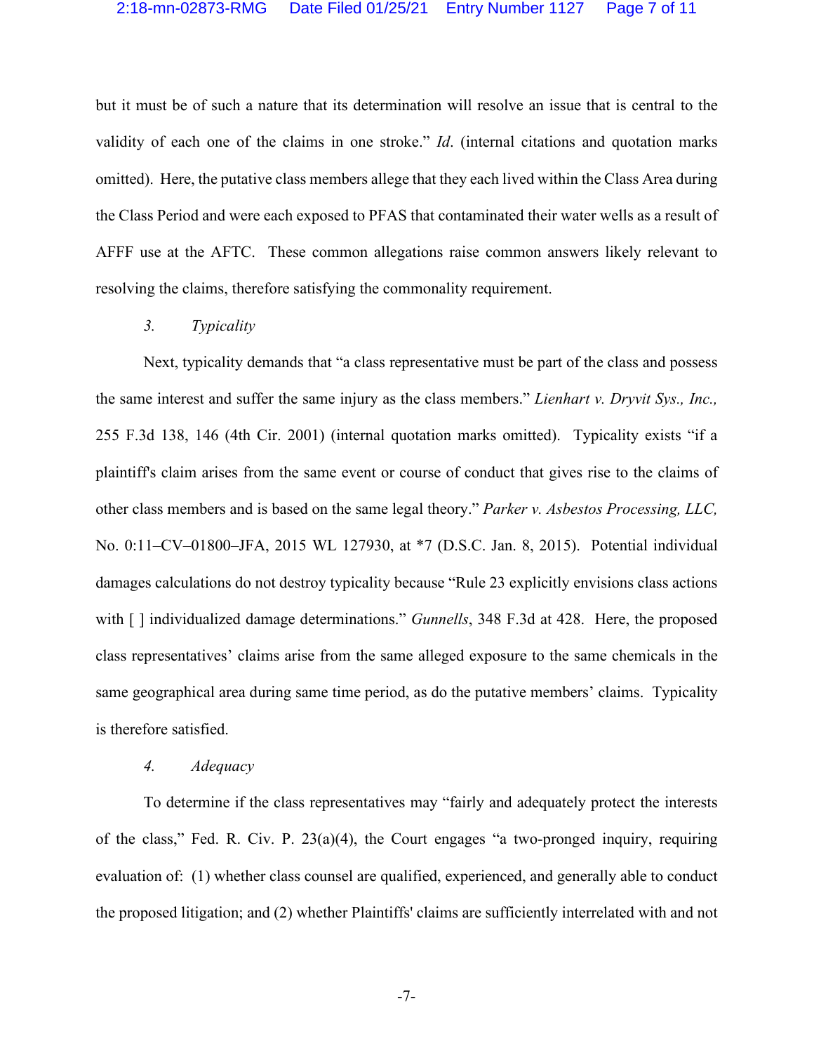but it must be of such a nature that its determination will resolve an issue that is central to the validity of each one of the claims in one stroke." *Id*. (internal citations and quotation marks omitted). Here, the putative class members allege that they each lived within the Class Area during the Class Period and were each exposed to PFAS that contaminated their water wells as a result of AFFF use at the AFTC. These common allegations raise common answers likely relevant to resolving the claims, therefore satisfying the commonality requirement.

*3. Typicality*

Next, typicality demands that "a class representative must be part of the class and possess the same interest and suffer the same injury as the class members." *Lienhart v. Dryvit Sys., Inc.,* 255 F.3d 138, 146 (4th Cir. 2001) (internal quotation marks omitted). Typicality exists "if a plaintiff's claim arises from the same event or course of conduct that gives rise to the claims of other class members and is based on the same legal theory." *Parker v. Asbestos Processing, LLC,* No. 0:11–CV–01800–JFA, 2015 WL 127930, at *7 (D.S.C. Jan. 8, 2015). Potential individual damages calculations do not destroy typicality because "Rule 23 explicitly envisions class actions with [ ] individualized damage determinations." *Gunnells*, 348 F.3d at 428. Here, the proposed class representatives' claims arise from the same alleged exposure to the same chemicals in the same geographical area during same time period, as do the putative members' claims. Typicality is therefore satisfied.

*4. Adequacy*

To determine if the class representatives may "fairly and adequately protect the interests of the class," Fed. R. Civ. P. 23(a)(4), the Court engages "a two-pronged inquiry, requiring evaluation of: (1) whether class counsel are qualified, experienced, and generally able to conduct the proposed litigation; and (2) whether Plaintiffs' claims are sufficiently interrelated with and not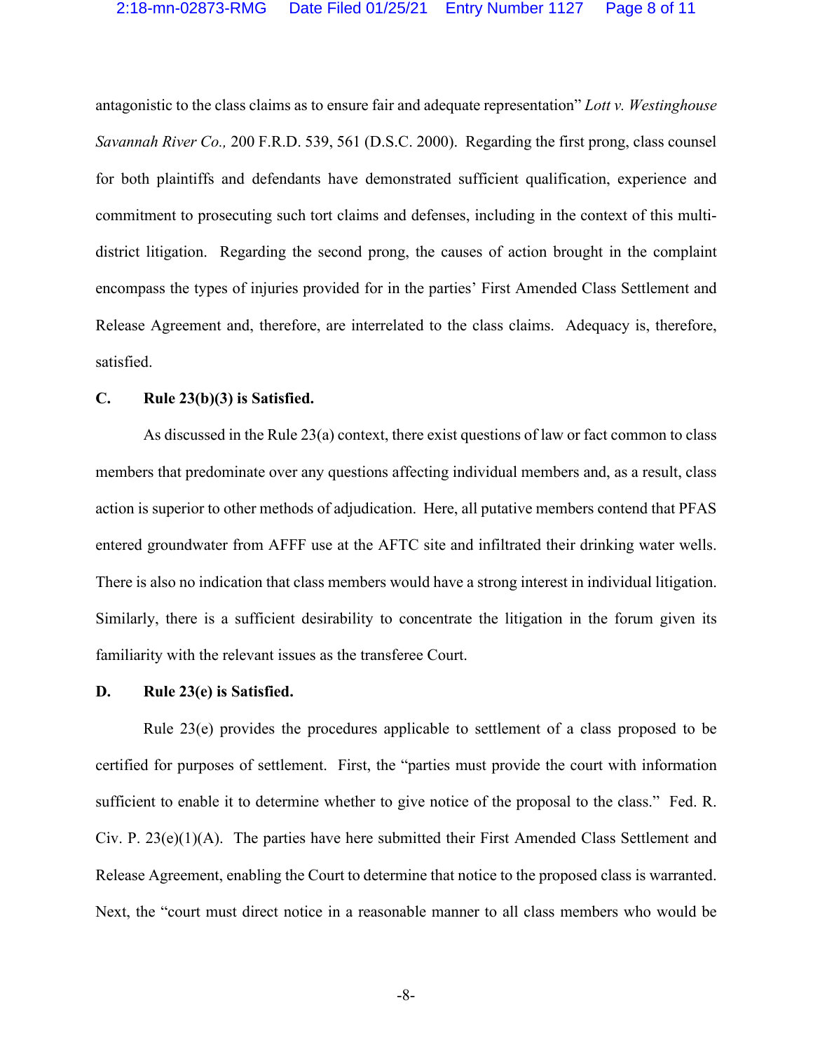antagonistic to the class claims as to ensure fair and adequate representation" *Lott v. Westinghouse Savannah River Co.,* 200 F.R.D. 539, 561 (D.S.C. 2000). Regarding the first prong, class counsel for both plaintiffs and defendants have demonstrated sufficient qualification, experience and commitment to prosecuting such tort claims and defenses, including in the context of this multi-district litigation. Regarding the second prong, the causes of action brought in the complaint encompass the types of injuries provided for in the parties' First Amended Class Settlement and Release Agreement and, therefore, are interrelated to the class claims. Adequacy is, therefore, satisfied.

### C. Rule 23(b)(3) is Satisfied.

As discussed in the Rule 23(a) context, there exist questions of law or fact common to class members that predominate over any questions affecting individual members and, as a result, class action is superior to other methods of adjudication. Here, all putative members contend that PFAS entered groundwater from AFFF use at the AFTC site and infiltrated their drinking water wells. There is also no indication that class members would have a strong interest in individual litigation. Similarly, there is a sufficient desirability to concentrate the litigation in the forum given its familiarity with the relevant issues as the transferee Court.

### D. Rule 23(e) is Satisfied.

Rule 23(e) provides the procedures applicable to settlement of a class proposed to be certified for purposes of settlement. First, the "parties must provide the court with information sufficient to enable it to determine whether to give notice of the proposal to the class." Fed. R. Civ. P. 23(e)(1)(A). The parties have here submitted their First Amended Class Settlement and Release Agreement, enabling the Court to determine that notice to the proposed class is warranted. Next, the "court must direct notice in a reasonable manner to all class members who would be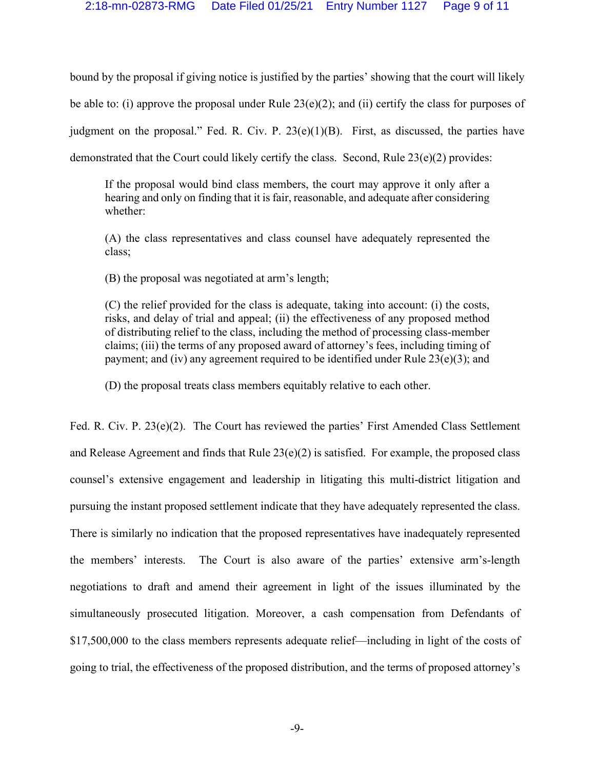bound by the proposal if giving notice is justified by the parties' showing that the court will likely be able to: (i) approve the proposal under Rule 23(e)(2); and (ii) certify the class for purposes of judgment on the proposal." Fed. R. Civ. P. 23(e)(1)(B). First, as discussed, the parties have demonstrated that the Court could likely certify the class. Second, Rule 23(e)(2) provides:

> If the proposal would bind class members, the court may approve it only after a hearing and only on finding that it is fair, reasonable, and adequate after considering whether:
>
> (A) the class representatives and class counsel have adequately represented the class;
>
> (B) the proposal was negotiated at arm's length;
>
> (C) the relief provided for the class is adequate, taking into account: (i) the costs, risks, and delay of trial and appeal; (ii) the effectiveness of any proposed method of distributing relief to the class, including the method of processing class-member claims; (iii) the terms of any proposed award of attorney's fees, including timing of payment; and (iv) any agreement required to be identified under Rule 23(e)(3); and
>
> (D) the proposal treats class members equitably relative to each other.

Fed. R. Civ. P. 23(e)(2). The Court has reviewed the parties' First Amended Class Settlement and Release Agreement and finds that Rule 23(e)(2) is satisfied. For example, the proposed class counsel's extensive engagement and leadership in litigating this multi-district litigation and pursuing the instant proposed settlement indicate that they have adequately represented the class. There is similarly no indication that the proposed representatives have inadequately represented the members' interests. The Court is also aware of the parties' extensive arm's-length negotiations to draft and amend their agreement in light of the issues illuminated by the simultaneously prosecuted litigation. Moreover, a cash compensation from Defendants of $17,500,000 to the class members represents adequate relief—including in light of the costs of going to trial, the effectiveness of the proposed distribution, and the terms of proposed attorney's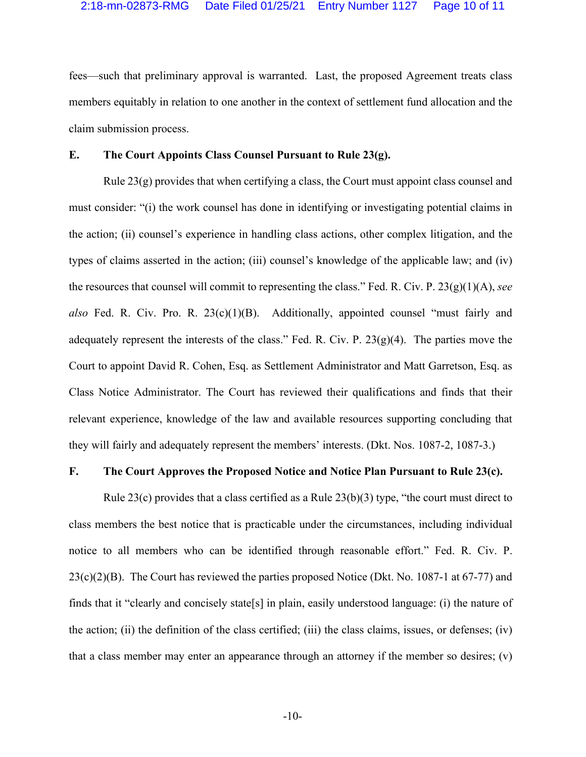fees—such that preliminary approval is warranted. Last, the proposed Agreement treats class members equitably in relation to one another in the context of settlement fund allocation and the claim submission process.

### E. The Court Appoints Class Counsel Pursuant to Rule 23(g).

Rule 23(g) provides that when certifying a class, the Court must appoint class counsel and must consider: "(i) the work counsel has done in identifying or investigating potential claims in the action; (ii) counsel's experience in handling class actions, other complex litigation, and the types of claims asserted in the action; (iii) counsel's knowledge of the applicable law; and (iv) the resources that counsel will commit to representing the class." Fed. R. Civ. P. 23(g)(1)(A), *see also* Fed. R. Civ. Pro. R. 23(c)(1)(B). Additionally, appointed counsel "must fairly and adequately represent the interests of the class." Fed. R. Civ. P. 23(g)(4). The parties move the Court to appoint David R. Cohen, Esq. as Settlement Administrator and Matt Garretson, Esq. as Class Notice Administrator. The Court has reviewed their qualifications and finds that their relevant experience, knowledge of the law and available resources supporting concluding that they will fairly and adequately represent the members' interests. (Dkt. Nos. 1087-2, 1087-3.)

### F. The Court Approves the Proposed Notice and Notice Plan Pursuant to Rule 23(c).

Rule 23(c) provides that a class certified as a Rule 23(b)(3) type, "the court must direct to class members the best notice that is practicable under the circumstances, including individual notice to all members who can be identified through reasonable effort." Fed. R. Civ. P. 23(c)(2)(B). The Court has reviewed the parties proposed Notice (Dkt. No. 1087-1 at 67-77) and finds that it "clearly and concisely state[s] in plain, easily understood language: (i) the nature of the action; (ii) the definition of the class certified; (iii) the class claims, issues, or defenses; (iv) that a class member may enter an appearance through an attorney if the member so desires; (v)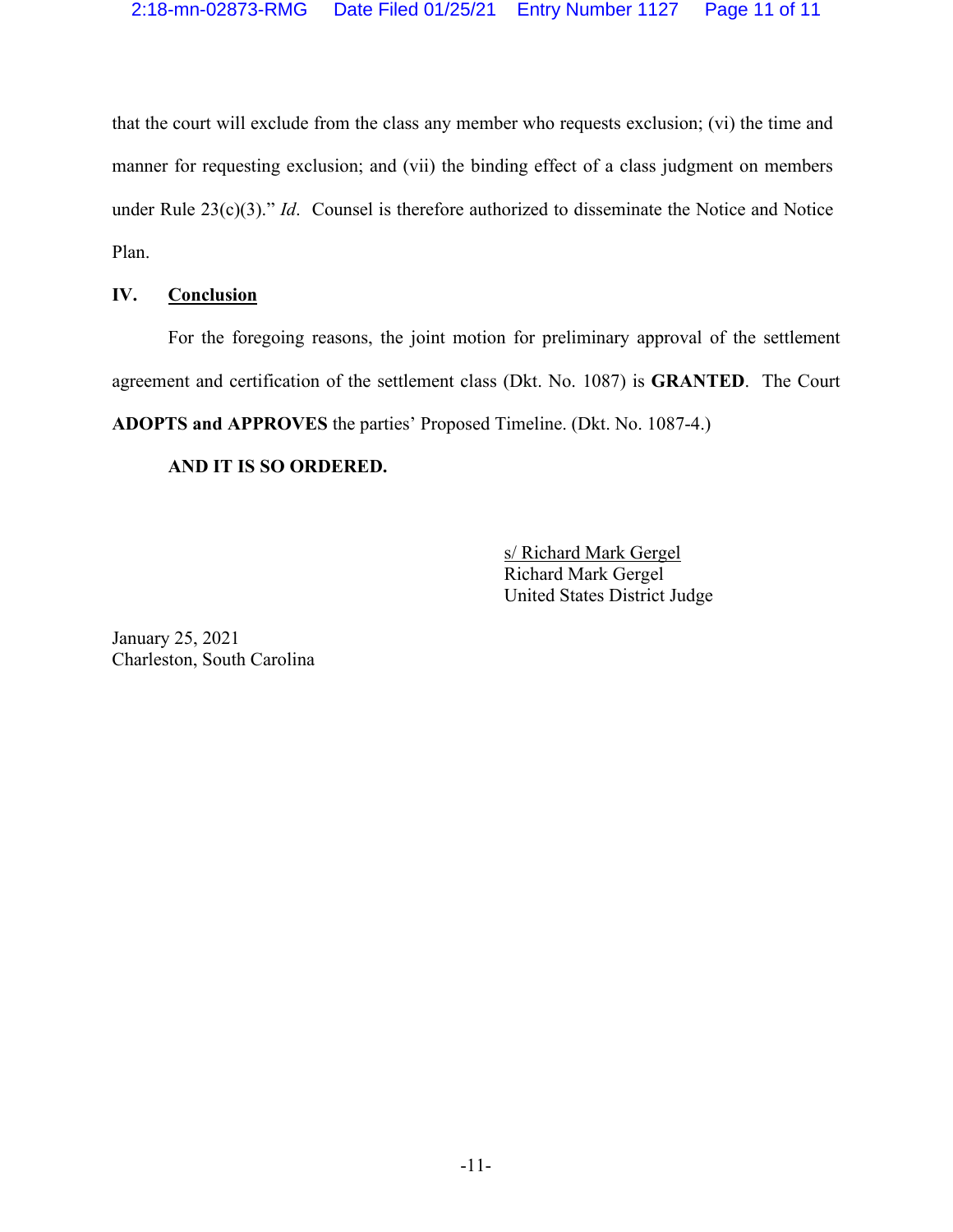that the court will exclude from the class any member who requests exclusion; (vi) the time and manner for requesting exclusion; and (vii) the binding effect of a class judgment on members under Rule 23(c)(3)." *Id*. Counsel is therefore authorized to disseminate the Notice and Notice Plan.

## IV. Conclusion

For the foregoing reasons, the joint motion for preliminary approval of the settlement agreement and certification of the settlement class (Dkt. No. 1087) is **GRANTED**. The Court **ADOPTS and APPROVES** the parties' Proposed Timeline. (Dkt. No. 1087-4.)

**AND IT IS SO ORDERED.**

s/ Richard Mark Gergel
Richard Mark Gergel
United States District Judge

January 25, 2021
Charleston, South Carolina